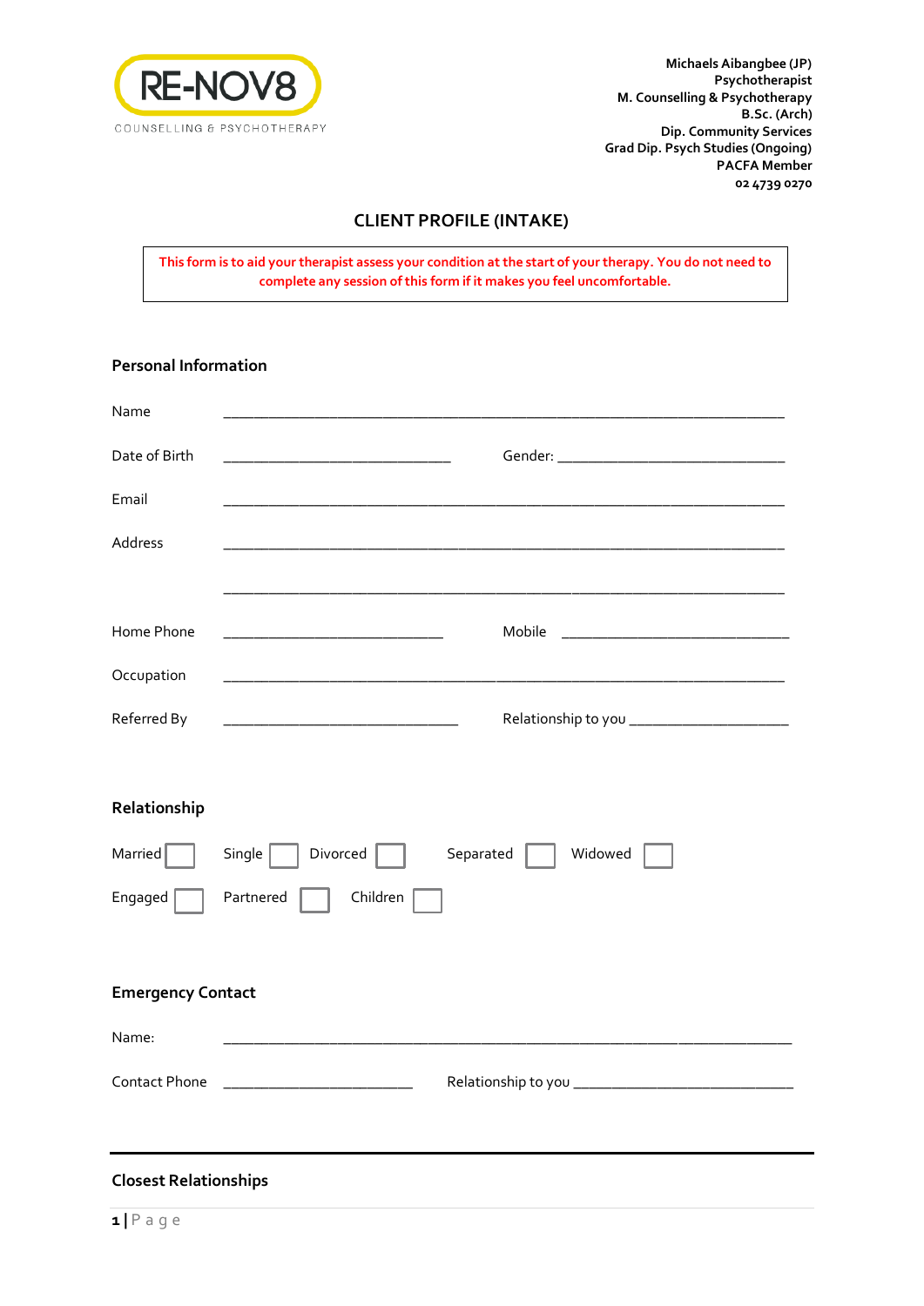RE-NOV8

COUNSELLING & PSYCHOTHERAPY

**Michaels Aibangbee (JP)**
**Psychotherapist**
**M. Counselling & Psychotherapy**
**B.Sc. (Arch)**
**Dip. Community Services**
**Grad Dip. Psych Studies (Ongoing)**
**PACFA Member**
**02 4739 0270**

# CLIENT PROFILE (INTAKE)

**This form is to aid your therapist assess your condition at the start of your therapy. You do not need to complete any session of this form if it makes you feel uncomfortable.**

## Personal Information

Name ______________________________________________________________

Date of Birth ____________________________ Gender: ____________________________

Email ______________________________________________________________

Address ______________________________________________________________

______________________________________________________________

Home Phone ___________________________ Mobile ____________________________

Occupation ______________________________________________________________

Referred By _____________________________ Relationship to you ___________________

## Relationship

Married ☐ Single ☐ Divorced ☐ Separated ☐ Widowed ☐

Engaged ☐ Partnered ☐ Children ☐

## Emergency Contact

Name: ______________________________________________________________

Contact Phone _________________________ Relationship to you ____________________________

## Closest Relationships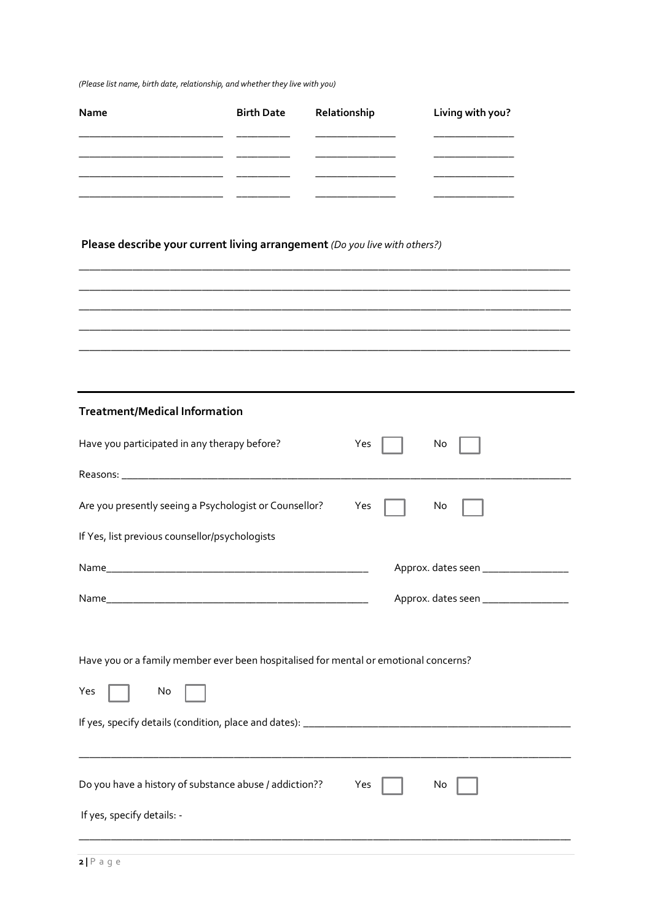*(Please list name, birth date, relationship, and whether they live with you)*

| Name | Birth Date | Relationship | Living with you? |
|---|---|---|---|
| | | | |
| | | | |
| | | | |
| | | | |

**Please describe your current living arrangement** *(Do you live with others?)*

_______________________________________________________________________________________

_______________________________________________________________________________________

_______________________________________________________________________________________

_______________________________________________________________________________________

_______________________________________________________________________________________

---

**Treatment/Medical Information**

Have you participated in any therapy before? Yes ☐ No ☐

Reasons: ______________________________________________________________________________

Are you presently seeing a Psychologist or Counsellor? Yes ☐ No ☐

If Yes, list previous counsellor/psychologists

Name_____________________________________________ Approx. dates seen _______________

Name_____________________________________________ Approx. dates seen _______________

Have you or a family member ever been hospitalised for mental or emotional concerns?

Yes ☐ No ☐

If yes, specify details (condition, place and dates): ______________________________________________

_______________________________________________________________________________________

Do you have a history of substance abuse / addiction?? Yes ☐ No ☐

If yes, specify details: -

_______________________________________________________________________________________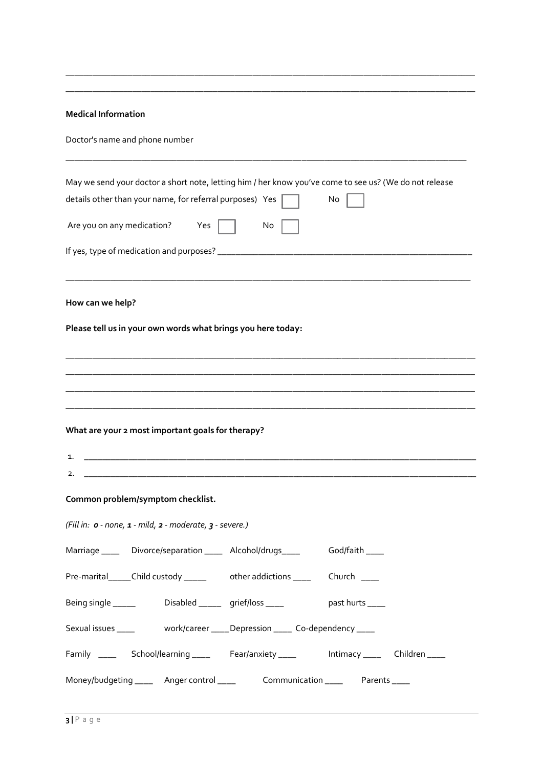______________________________________________________________________________________

______________________________________________________________________________________

**Medical Information**

Doctor's name and phone number

______________________________________________________________________________________

May we send your doctor a short note, letting him / her know you've come to see us? (We do not release details other than your name, for referral purposes) Yes ☐ No ☐

Are you on any medication? Yes ☐ No ☐

If yes, type of medication and purposes? ___________________________________________________

______________________________________________________________________________________

**How can we help?**

**Please tell us in your own words what brings you here today:**

______________________________________________________________________________________

______________________________________________________________________________________

______________________________________________________________________________________

______________________________________________________________________________________

**What are your 2 most important goals for therapy?**

1. ___________________________________________________________________________________
2. ___________________________________________________________________________________

**Common problem/symptom checklist.**

*(Fill in: **0** - none, **1** - mild, **2** - moderate, **3** - severe.)*

Marriage ____ Divorce/separation ____ Alcohol/drugs____ God/faith ____

Pre-marital_____Child custody _____ other addictions ____ Church ____

Being single _____ Disabled _____ grief/loss ____ past hurts ____

Sexual issues ____ work/career ____Depression ____ Co-dependency ____

Family ____ School/learning ____ Fear/anxiety ____ Intimacy ____ Children ____

Money/budgeting ____ Anger control ____ Communication ____ Parents ____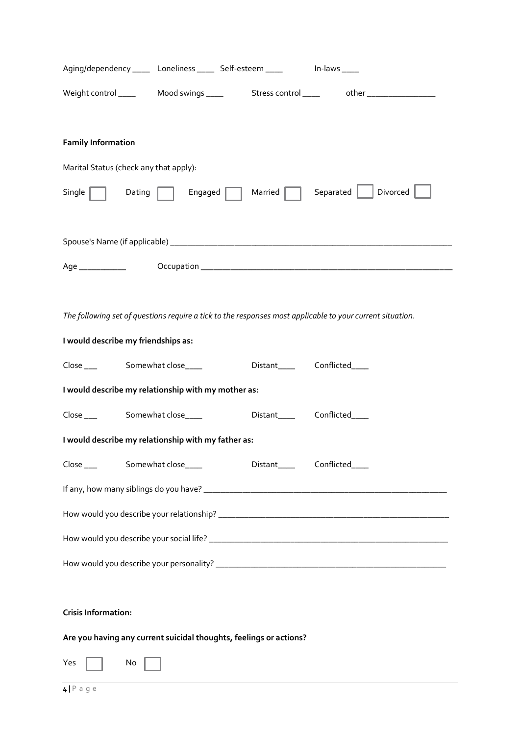Aging/dependency ____ Loneliness ____ Self-esteem ____ In-laws ____

Weight control ____ Mood swings ____ Stress control ____ other ________________

**Family Information**

Marital Status (check any that apply):

Single ☐ Dating ☐ Engaged ☐ Married ☐ Separated ☐ Divorced ☐

Spouse's Name (if applicable) ________________________________________________________________

Age ___________ Occupation ____________________________________________________________

*The following set of questions require a tick to the responses most applicable to your current situation.*

**I would describe my friendships as:**

Close ___ Somewhat close____ Distant____ Conflicted____

**I would describe my relationship with my mother as:**

Close ___ Somewhat close____ Distant____ Conflicted____

**I would describe my relationship with my father as:**

Close ___ Somewhat close____ Distant____ Conflicted____

If any, how many siblings do you have? ________________________________________________________

How would you describe your relationship? _____________________________________________________

How would you describe your social life? _______________________________________________________

How would you describe your personality? ______________________________________________________

**Crisis Information:**

**Are you having any current suicidal thoughts, feelings or actions?**

Yes ☐ No ☐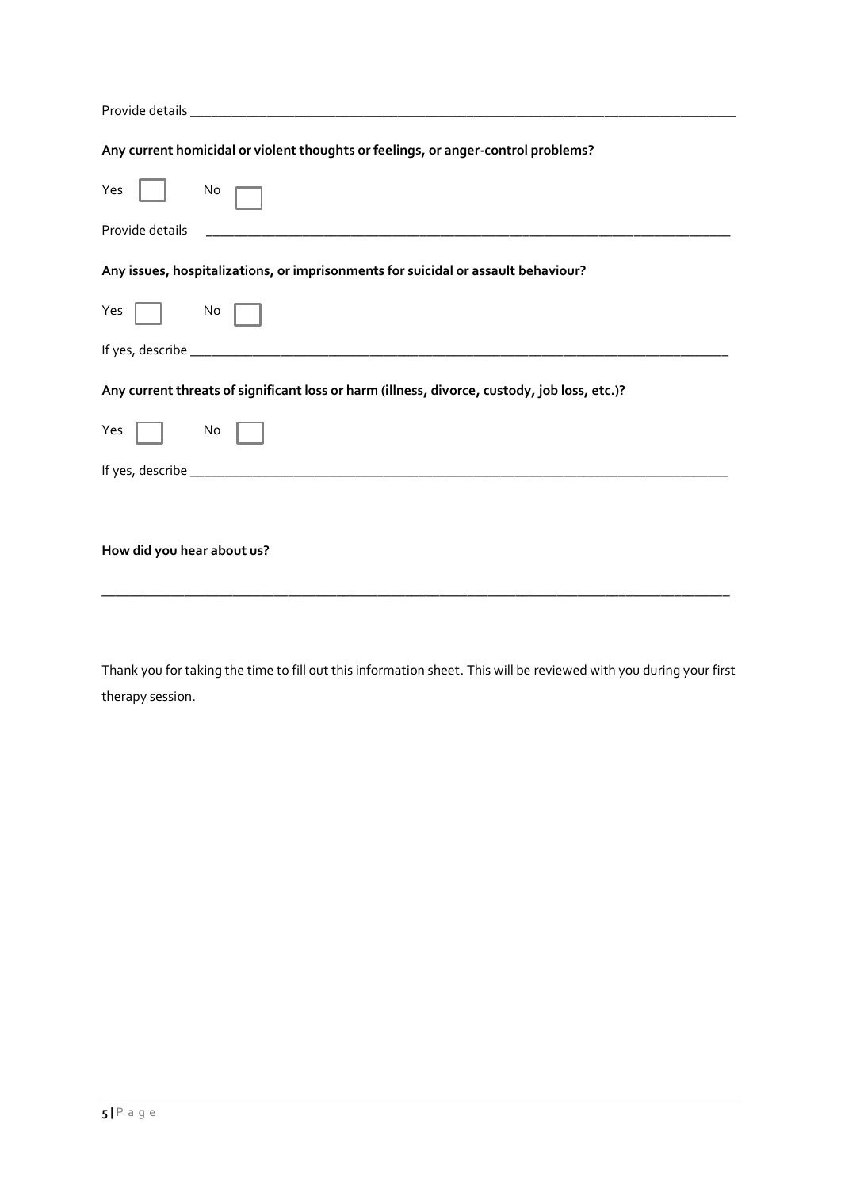Provide details ___________________________________________________________________________

**Any current homicidal or violent thoughts or feelings, or anger-control problems?**

Yes ☐ No ☐

Provide details ___________________________________________________________________________

**Any issues, hospitalizations, or imprisonments for suicidal or assault behaviour?**

Yes ☐ No ☐

If yes, describe ___________________________________________________________________________

**Any current threats of significant loss or harm (illness, divorce, custody, job loss, etc.)?**

Yes ☐ No ☐

If yes, describe ___________________________________________________________________________

**How did you hear about us?**

___________________________________________________________________________

Thank you for taking the time to fill out this information sheet. This will be reviewed with you during your first therapy session.